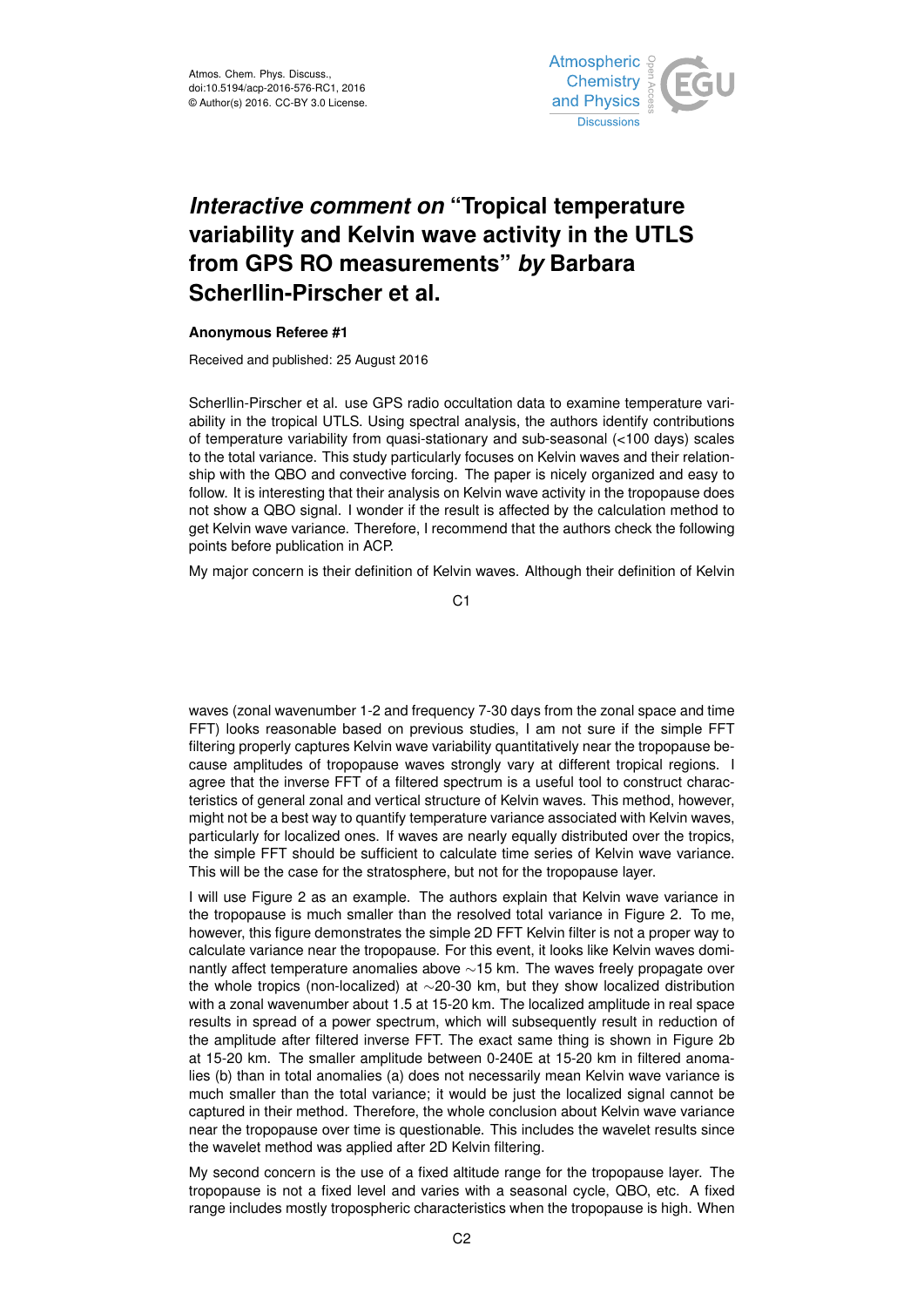# *Interactive comment on* "Tropical temperature variability and Kelvin wave activity in the UTLS from GPS RO measurements" *by* Barbara Scherllin-Pirscher et al.

**Anonymous Referee #1**

Received and published: 25 August 2016

Scherllin-Pirscher et al. use GPS radio occultation data to examine temperature variability in the tropical UTLS. Using spectral analysis, the authors identify contributions of temperature variability from quasi-stationary and sub-seasonal (<100 days) scales to the total variance. This study particularly focuses on Kelvin waves and their relationship with the QBO and convective forcing. The paper is nicely organized and easy to follow. It is interesting that their analysis on Kelvin wave activity in the tropopause does not show a QBO signal. I wonder if the result is affected by the calculation method to get Kelvin wave variance. Therefore, I recommend that the authors check the following points before publication in ACP.

My major concern is their definition of Kelvin waves. Although their definition of Kelvin waves (zonal wavenumber 1-2 and frequency 7-30 days from the zonal space and time FFT) looks reasonable based on previous studies, I am not sure if the simple FFT filtering properly captures Kelvin wave variability quantitatively near the tropopause because amplitudes of tropopause waves strongly vary at different tropical regions. I agree that the inverse FFT of a filtered spectrum is a useful tool to construct characteristics of general zonal and vertical structure of Kelvin waves. This method, however, might not be a best way to quantify temperature variance associated with Kelvin waves, particularly for localized ones. If waves are nearly equally distributed over the tropics, the simple FFT should be sufficient to calculate time series of Kelvin wave variance. This will be the case for the stratosphere, but not for the tropopause layer.

I will use Figure 2 as an example. The authors explain that Kelvin wave variance in the tropopause is much smaller than the resolved total variance in Figure 2. To me, however, this figure demonstrates the simple 2D FFT Kelvin filter is not a proper way to calculate variance near the tropopause. For this event, it looks like Kelvin waves dominantly affect temperature anomalies above ∼15 km. The waves freely propagate over the whole tropics (non-localized) at ∼20-30 km, but they show localized distribution with a zonal wavenumber about 1.5 at 15-20 km. The localized amplitude in real space results in spread of a power spectrum, which will subsequently result in reduction of the amplitude after filtered inverse FFT. The exact same thing is shown in Figure 2b at 15-20 km. The smaller amplitude between 0-240E at 15-20 km in filtered anomalies (b) than in total anomalies (a) does not necessarily mean Kelvin wave variance is much smaller than the total variance; it would be just the localized signal cannot be captured in their method. Therefore, the whole conclusion about Kelvin wave variance near the tropopause over time is questionable. This includes the wavelet results since the wavelet method was applied after 2D Kelvin filtering.

My second concern is the use of a fixed altitude range for the tropopause layer. The tropopause is not a fixed level and varies with a seasonal cycle, QBO, etc. A fixed range includes mostly tropospheric characteristics when the tropopause is high. When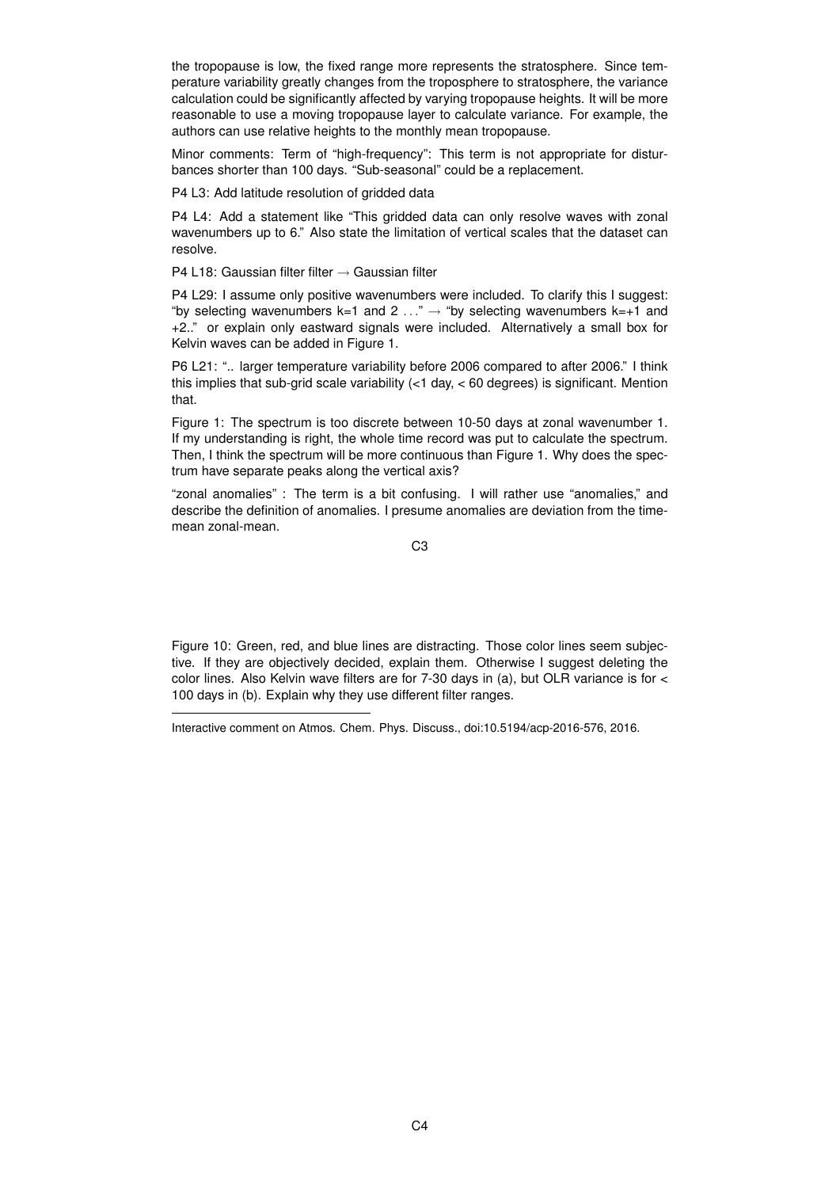the tropopause is low, the fixed range more represents the stratosphere. Since temperature variability greatly changes from the troposphere to stratosphere, the variance calculation could be significantly affected by varying tropopause heights. It will be more reasonable to use a moving tropopause layer to calculate variance. For example, the authors can use relative heights to the monthly mean tropopause.

Minor comments: Term of "high-frequency": This term is not appropriate for disturbances shorter than 100 days. "Sub-seasonal" could be a replacement.

P4 L3: Add latitude resolution of gridded data

P4 L4: Add a statement like "This gridded data can only resolve waves with zonal wavenumbers up to 6." Also state the limitation of vertical scales that the dataset can resolve.

P4 L18: Gaussian filter filter → Gaussian filter

P4 L29: I assume only positive wavenumbers were included. To clarify this I suggest: "by selecting wavenumbers k=1 and 2 . . ." → "by selecting wavenumbers k=+1 and +2.." or explain only eastward signals were included. Alternatively a small box for Kelvin waves can be added in Figure 1.

P6 L21: ".. larger temperature variability before 2006 compared to after 2006." I think this implies that sub-grid scale variability (<1 day, < 60 degrees) is significant. Mention that.

Figure 1: The spectrum is too discrete between 10-50 days at zonal wavenumber 1. If my understanding is right, the whole time record was put to calculate the spectrum. Then, I think the spectrum will be more continuous than Figure 1. Why does the spectrum have separate peaks along the vertical axis?

"zonal anomalies" : The term is a bit confusing. I will rather use "anomalies," and describe the definition of anomalies. I presume anomalies are deviation from the time-mean zonal-mean.

Figure 10: Green, red, and blue lines are distracting. Those color lines seem subjective. If they are objectively decided, explain them. Otherwise I suggest deleting the color lines. Also Kelvin wave filters are for 7-30 days in (a), but OLR variance is for < 100 days in (b). Explain why they use different filter ranges.

---

Interactive comment on Atmos. Chem. Phys. Discuss., doi:10.5194/acp-2016-576, 2016.